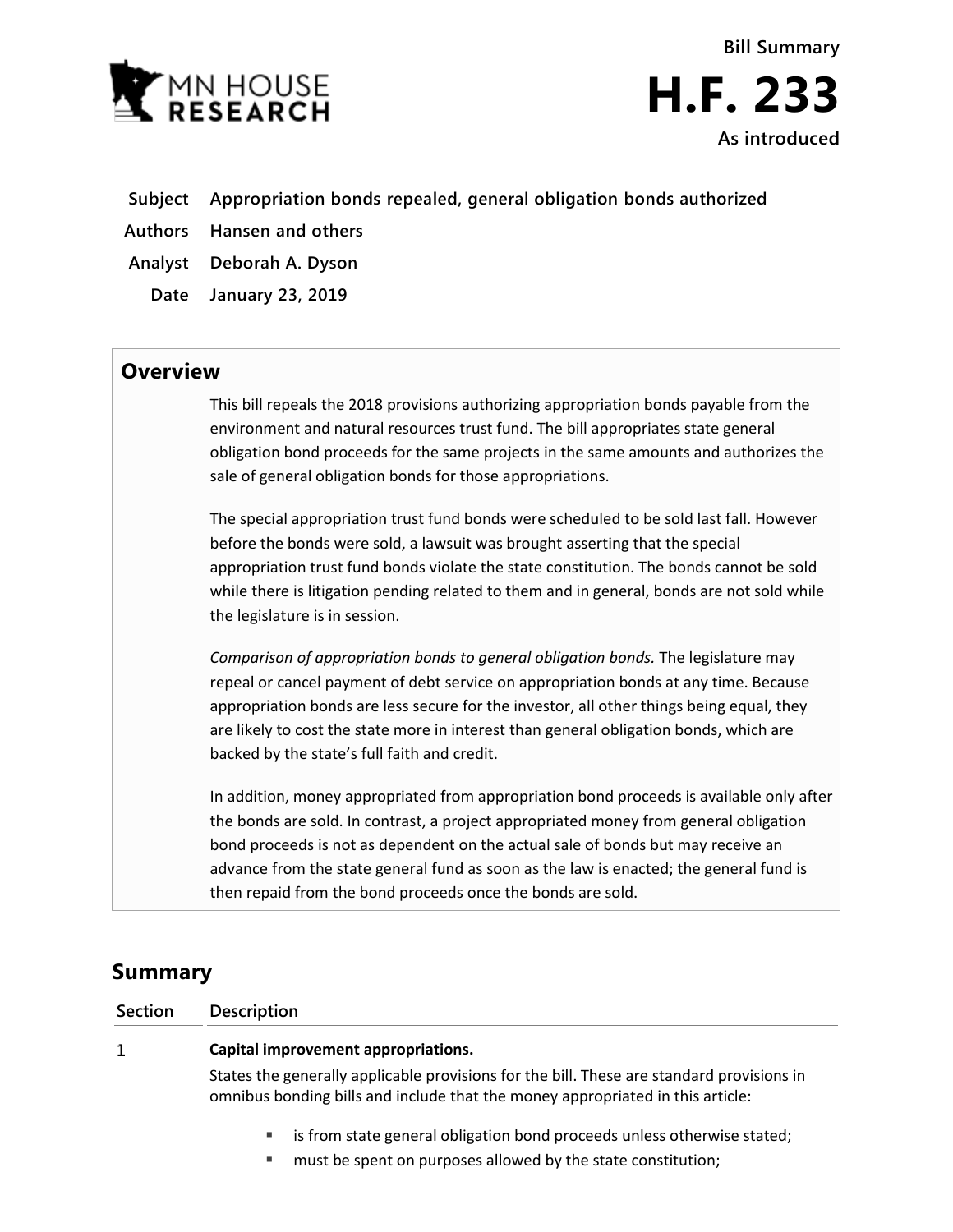MN HOUSE RESEARCH

Bill Summary

# H.F. 233

As introduced

**Subject** Appropriation bonds repealed, general obligation bonds authorized

**Authors** Hansen and others

**Analyst** Deborah A. Dyson

**Date** January 23, 2019

## Overview

This bill repeals the 2018 provisions authorizing appropriation bonds payable from the environment and natural resources trust fund. The bill appropriates state general obligation bond proceeds for the same projects in the same amounts and authorizes the sale of general obligation bonds for those appropriations.

The special appropriation trust fund bonds were scheduled to be sold last fall. However before the bonds were sold, a lawsuit was brought asserting that the special appropriation trust fund bonds violate the state constitution. The bonds cannot be sold while there is litigation pending related to them and in general, bonds are not sold while the legislature is in session.

*Comparison of appropriation bonds to general obligation bonds.* The legislature may repeal or cancel payment of debt service on appropriation bonds at any time. Because appropriation bonds are less secure for the investor, all other things being equal, they are likely to cost the state more in interest than general obligation bonds, which are backed by the state's full faith and credit.

In addition, money appropriated from appropriation bond proceeds is available only after the bonds are sold. In contrast, a project appropriated money from general obligation bond proceeds is not as dependent on the actual sale of bonds but may receive an advance from the state general fund as soon as the law is enacted; the general fund is then repaid from the bond proceeds once the bonds are sold.

## Summary

| Section | Description |
| --- | --- |
| 1 | **Capital improvement appropriations.** |

States the generally applicable provisions for the bill. These are standard provisions in omnibus bonding bills and include that the money appropriated in this article:

- is from state general obligation bond proceeds unless otherwise stated;
- must be spent on purposes allowed by the state constitution;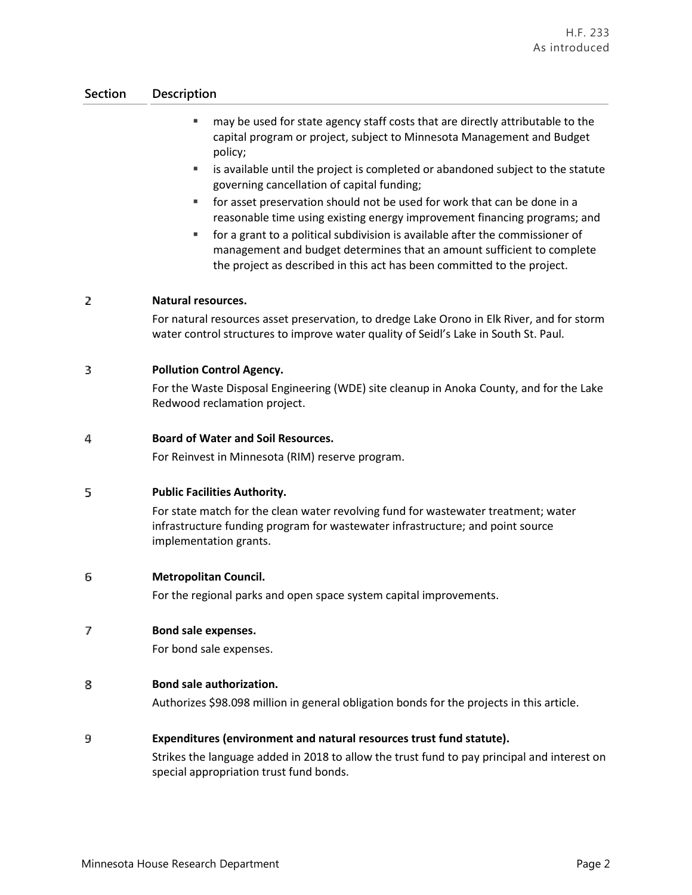| Section | Description |
|---|---|
| | ▪ may be used for state agency staff costs that are directly attributable to the capital program or project, subject to Minnesota Management and Budget policy;<br>▪ is available until the project is completed or abandoned subject to the statute governing cancellation of capital funding;<br>▪ for asset preservation should not be used for work that can be done in a reasonable time using existing energy improvement financing programs; and<br>▪ for a grant to a political subdivision is available after the commissioner of management and budget determines that an amount sufficient to complete the project as described in this act has been committed to the project. |
| 2 | **Natural resources.**<br>For natural resources asset preservation, to dredge Lake Orono in Elk River, and for storm water control structures to improve water quality of Seidl's Lake in South St. Paul. |
| 3 | **Pollution Control Agency.**<br>For the Waste Disposal Engineering (WDE) site cleanup in Anoka County, and for the Lake Redwood reclamation project. |
| 4 | **Board of Water and Soil Resources.**<br>For Reinvest in Minnesota (RIM) reserve program. |
| 5 | **Public Facilities Authority.**<br>For state match for the clean water revolving fund for wastewater treatment; water infrastructure funding program for wastewater infrastructure; and point source implementation grants. |
| 6 | **Metropolitan Council.**<br>For the regional parks and open space system capital improvements. |
| 7 | **Bond sale expenses.**<br>For bond sale expenses. |
| 8 | **Bond sale authorization.**<br>Authorizes $98.098 million in general obligation bonds for the projects in this article. |
| 9 | **Expenditures (environment and natural resources trust fund statute).**<br>Strikes the language added in 2018 to allow the trust fund to pay principal and interest on special appropriation trust fund bonds. |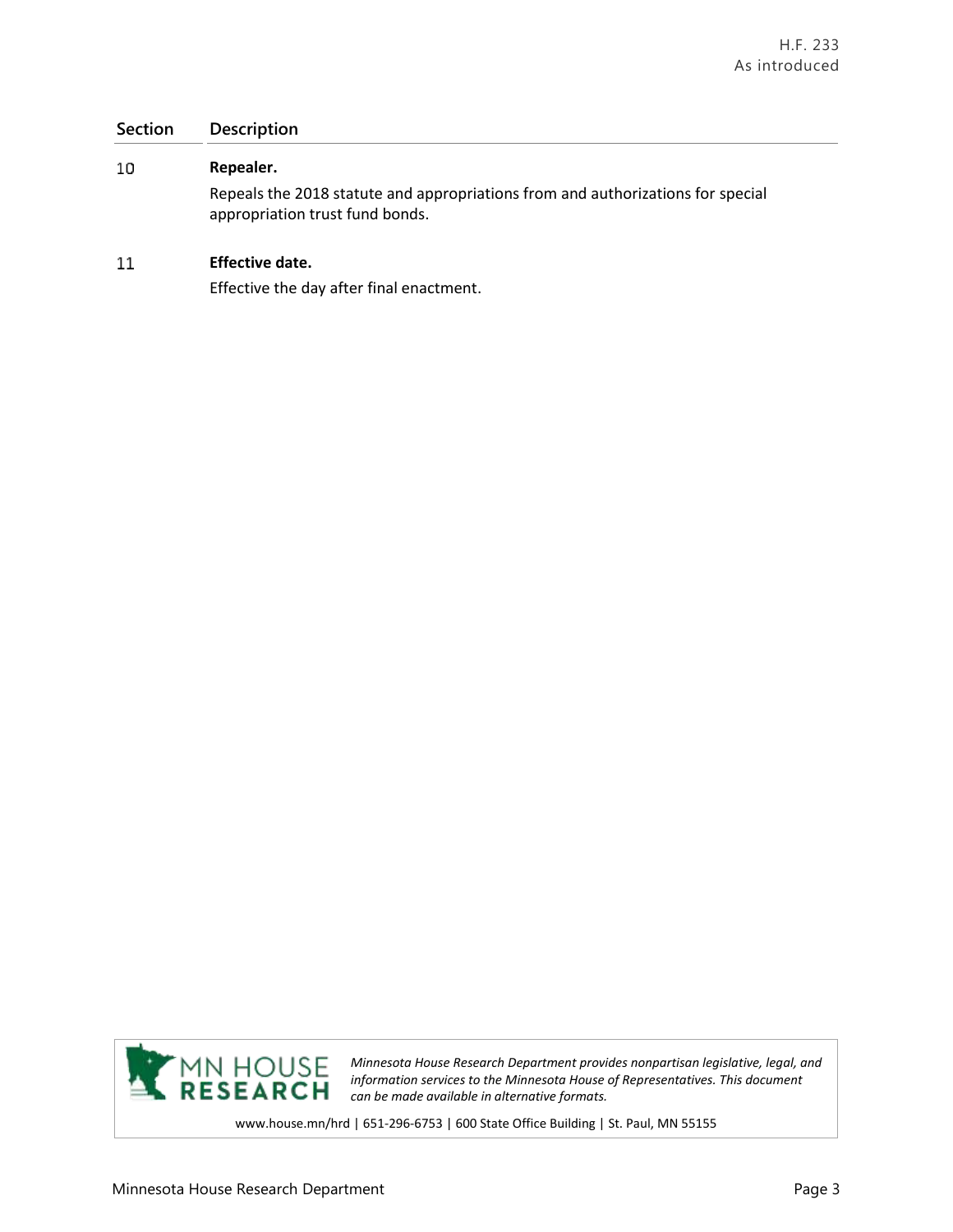| Section | Description |
| --- | --- |
| 10 | **Repealer.**<br>Repeals the 2018 statute and appropriations from and authorizations for special appropriation trust fund bonds. |
| 11 | **Effective date.**<br>Effective the day after final enactment. |

MN HOUSE RESEARCH

*Minnesota House Research Department provides nonpartisan legislative, legal, and information services to the Minnesota House of Representatives. This document can be made available in alternative formats.*

www.house.mn/hrd | 651-296-6753 | 600 State Office Building | St. Paul, MN 55155